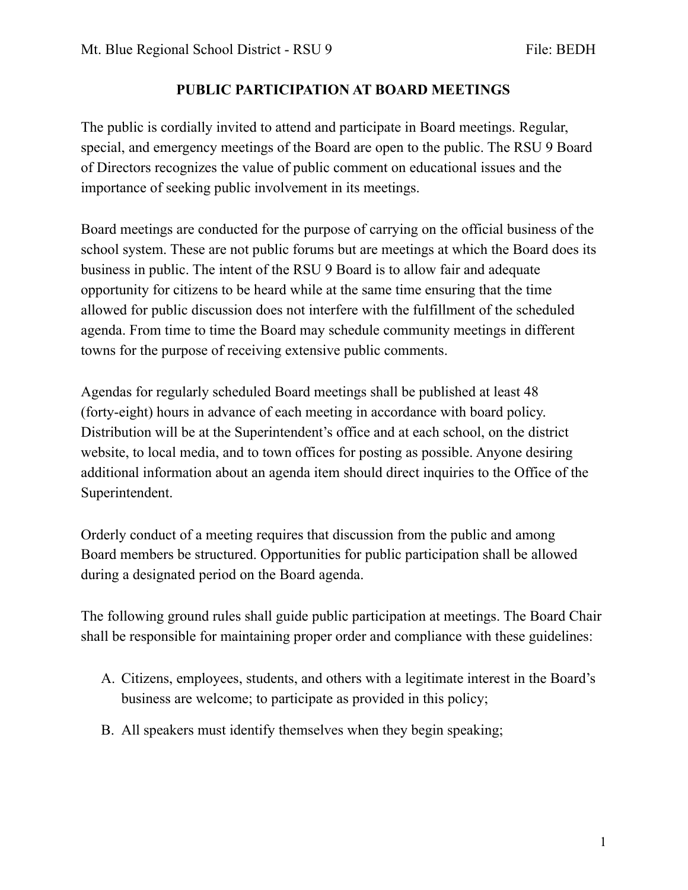Mt. Blue Regional School District - RSU 9 File: BEDH

# PUBLIC PARTICIPATION AT BOARD MEETINGS

The public is cordially invited to attend and participate in Board meetings. Regular, special, and emergency meetings of the Board are open to the public. The RSU 9 Board of Directors recognizes the value of public comment on educational issues and the importance of seeking public involvement in its meetings.

Board meetings are conducted for the purpose of carrying on the official business of the school system. These are not public forums but are meetings at which the Board does its business in public. The intent of the RSU 9 Board is to allow fair and adequate opportunity for citizens to be heard while at the same time ensuring that the time allowed for public discussion does not interfere with the fulfillment of the scheduled agenda. From time to time the Board may schedule community meetings in different towns for the purpose of receiving extensive public comments.

Agendas for regularly scheduled Board meetings shall be published at least 48 (forty-eight) hours in advance of each meeting in accordance with board policy. Distribution will be at the Superintendent's office and at each school, on the district website, to local media, and to town offices for posting as possible. Anyone desiring additional information about an agenda item should direct inquiries to the Office of the Superintendent.

Orderly conduct of a meeting requires that discussion from the public and among Board members be structured. Opportunities for public participation shall be allowed during a designated period on the Board agenda.

The following ground rules shall guide public participation at meetings. The Board Chair shall be responsible for maintaining proper order and compliance with these guidelines:

A. Citizens, employees, students, and others with a legitimate interest in the Board's business are welcome; to participate as provided in this policy;

B. All speakers must identify themselves when they begin speaking;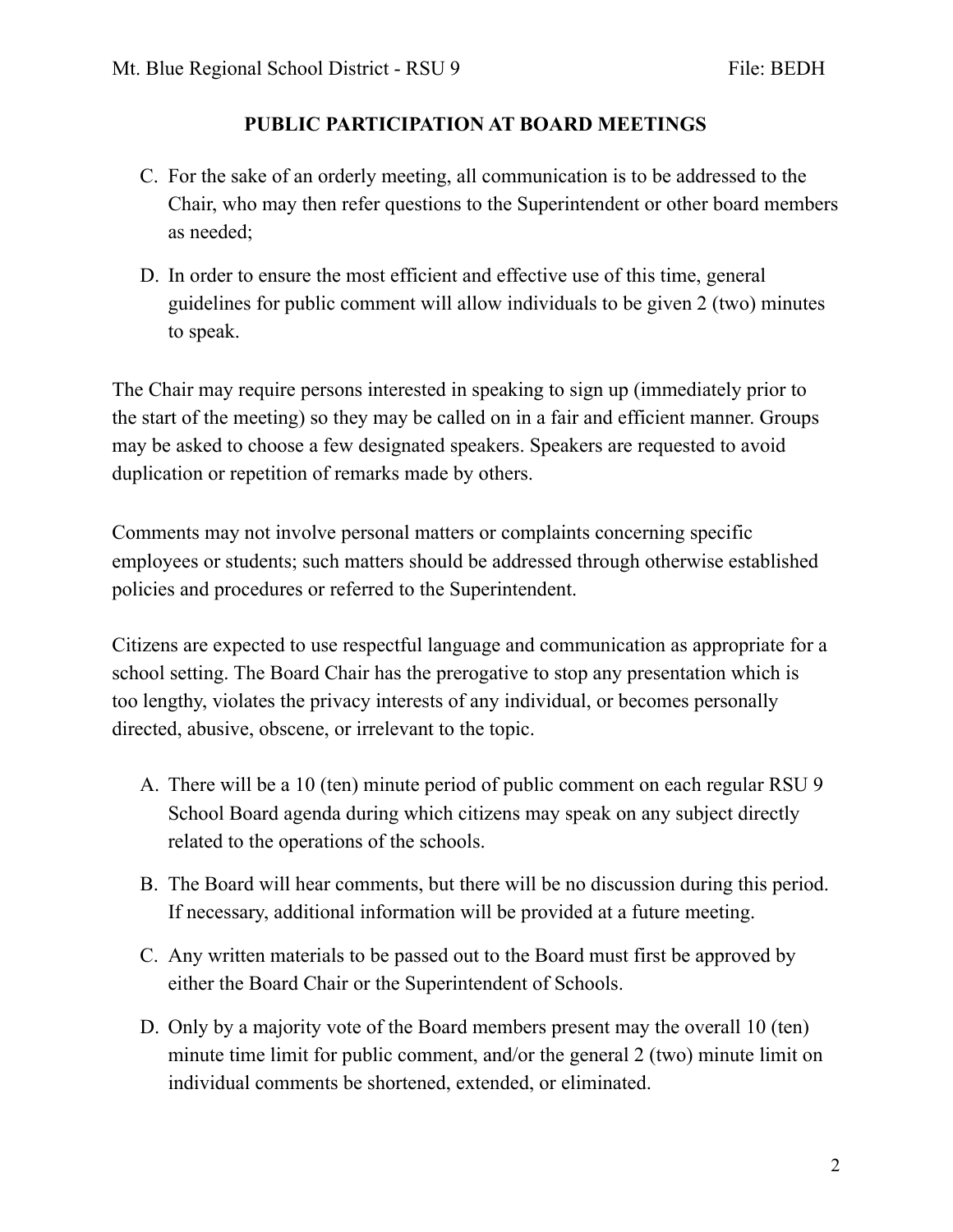## PUBLIC PARTICIPATION AT BOARD MEETINGS

C. For the sake of an orderly meeting, all communication is to be addressed to the Chair, who may then refer questions to the Superintendent or other board members as needed;

D. In order to ensure the most efficient and effective use of this time, general guidelines for public comment will allow individuals to be given 2 (two) minutes to speak.

The Chair may require persons interested in speaking to sign up (immediately prior to the start of the meeting) so they may be called on in a fair and efficient manner. Groups may be asked to choose a few designated speakers. Speakers are requested to avoid duplication or repetition of remarks made by others.

Comments may not involve personal matters or complaints concerning specific employees or students; such matters should be addressed through otherwise established policies and procedures or referred to the Superintendent.

Citizens are expected to use respectful language and communication as appropriate for a school setting. The Board Chair has the prerogative to stop any presentation which is too lengthy, violates the privacy interests of any individual, or becomes personally directed, abusive, obscene, or irrelevant to the topic.

A. There will be a 10 (ten) minute period of public comment on each regular RSU 9 School Board agenda during which citizens may speak on any subject directly related to the operations of the schools.

B. The Board will hear comments, but there will be no discussion during this period. If necessary, additional information will be provided at a future meeting.

C. Any written materials to be passed out to the Board must first be approved by either the Board Chair or the Superintendent of Schools.

D. Only by a majority vote of the Board members present may the overall 10 (ten) minute time limit for public comment, and/or the general 2 (two) minute limit on individual comments be shortened, extended, or eliminated.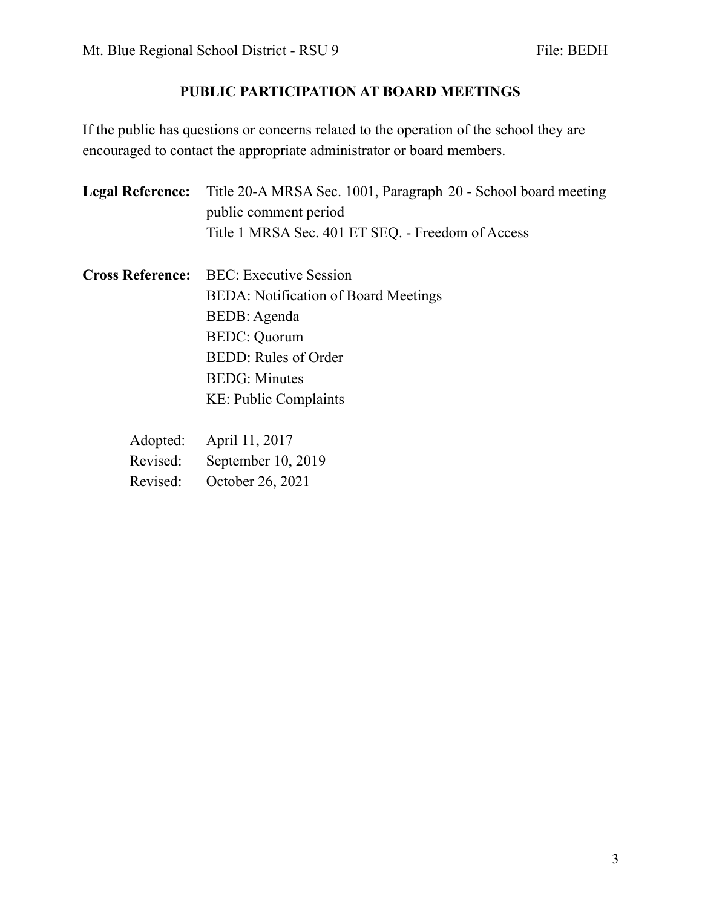## PUBLIC PARTICIPATION AT BOARD MEETINGS

If the public has questions or concerns related to the operation of the school they are encouraged to contact the appropriate administrator or board members.

**Legal Reference:** Title 20-A MRSA Sec. 1001, Paragraph 20 - School board meeting public comment period
Title 1 MRSA Sec. 401 ET SEQ. - Freedom of Access

**Cross Reference:** BEC: Executive Session
BEDA: Notification of Board Meetings
BEDB: Agenda
BEDC: Quorum
BEDD: Rules of Order
BEDG: Minutes
KE: Public Complaints

Adopted: April 11, 2017
Revised: September 10, 2019
Revised: October 26, 2021